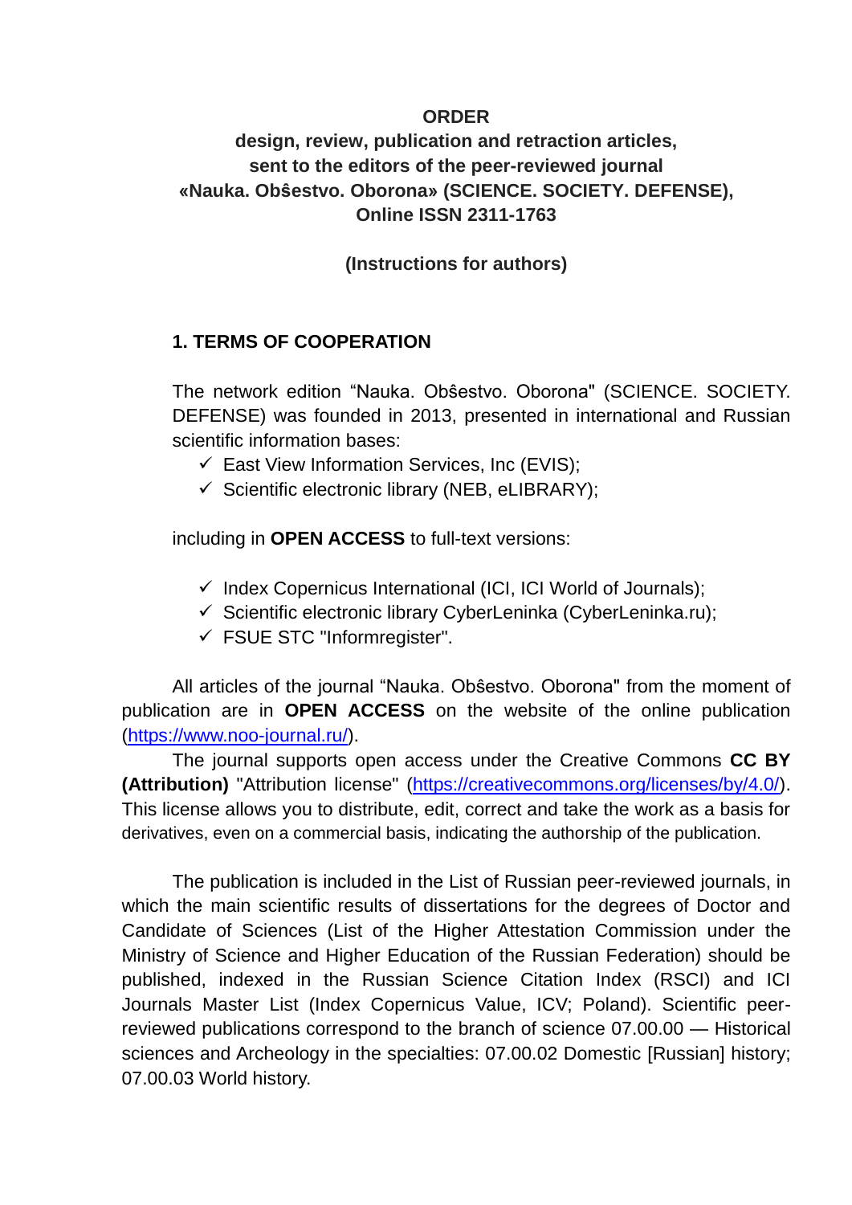**ORDER**

**design, review, publication and retraction articles, sent to the editors of the peer-reviewed journal «Nauka. Obŝestvo. Oborona» (SCIENCE. SOCIETY. DEFENSE), Online ISSN 2311-1763**

**(Instructions for authors)**

## 1. TERMS OF COOPERATION

The network edition "Nauka. Obŝestvo. Oborona" (SCIENCE. SOCIETY. DEFENSE) was founded in 2013, presented in international and Russian scientific information bases:

- ✓ East View Information Services, Inc (EVIS);
- ✓ Scientific electronic library (NEB, eLIBRARY);

including in **OPEN ACCESS** to full-text versions:

- ✓ Index Copernicus International (ICI, ICI World of Journals);
- ✓ Scientific electronic library CyberLeninka (CyberLeninka.ru);
- ✓ FSUE STC "Informregister".

All articles of the journal "Nauka. Obŝestvo. Oborona" from the moment of publication are in **OPEN ACCESS** on the website of the online publication (https://www.noo-journal.ru/).

The journal supports open access under the Creative Commons **CC BY (Attribution)** "Attribution license" (https://creativecommons.org/licenses/by/4.0/). This license allows you to distribute, edit, correct and take the work as a basis for derivatives, even on a commercial basis, indicating the authorship of the publication.

The publication is included in the List of Russian peer-reviewed journals, in which the main scientific results of dissertations for the degrees of Doctor and Candidate of Sciences (List of the Higher Attestation Commission under the Ministry of Science and Higher Education of the Russian Federation) should be published, indexed in the Russian Science Citation Index (RSCI) and ICI Journals Master List (Index Copernicus Value, ICV; Poland). Scientific peer-reviewed publications correspond to the branch of science 07.00.00 — Historical sciences and Archeology in the specialties: 07.00.02 Domestic [Russian] history; 07.00.03 World history.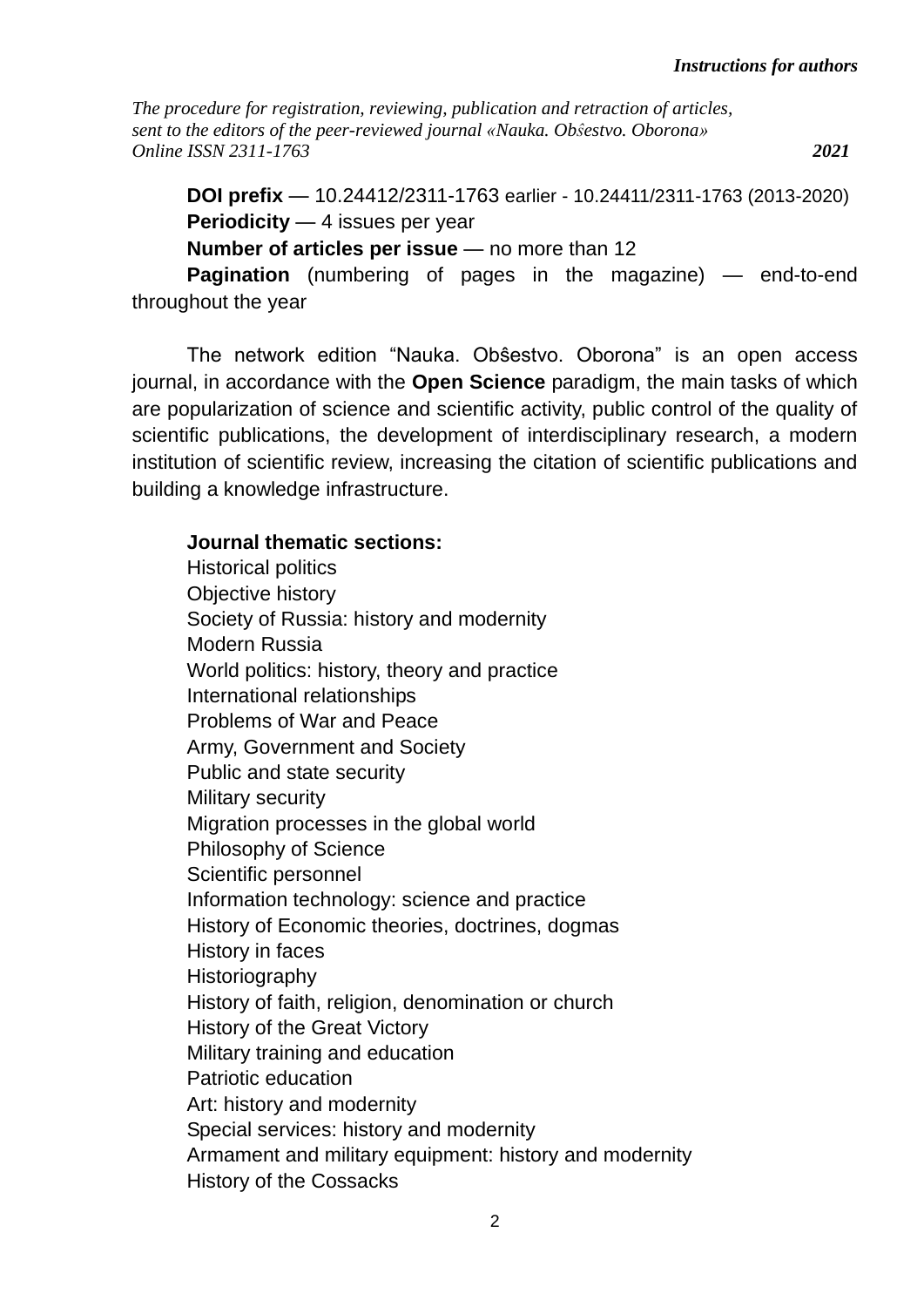*The procedure for registration, reviewing, publication and retraction of articles, sent to the editors of the peer-reviewed journal «Nauka. Obŝestvo. Oborona» Online ISSN 2311-1763* ***2021***

**DOI prefix** — 10.24412/2311-1763 earlier - 10.24411/2311-1763 (2013-2020)

**Periodicity** — 4 issues per year

**Number of articles per issue** — no more than 12

**Pagination** (numbering of pages in the magazine) — end-to-end throughout the year

The network edition "Nauka. Obŝestvo. Oborona" is an open access journal, in accordance with the **Open Science** paradigm, the main tasks of which are popularization of science and scientific activity, public control of the quality of scientific publications, the development of interdisciplinary research, a modern institution of scientific review, increasing the citation of scientific publications and building a knowledge infrastructure.

**Journal thematic sections:**

Historical politics
Objective history
Society of Russia: history and modernity
Modern Russia
World politics: history, theory and practice
International relationships
Problems of War and Peace
Army, Government and Society
Public and state security
Military security
Migration processes in the global world
Philosophy of Science
Scientific personnel
Information technology: science and practice
History of Economic theories, doctrines, dogmas
History in faces
Historiography
History of faith, religion, denomination or church
History of the Great Victory
Military training and education
Patriotic education
Art: history and modernity
Special services: history and modernity
Armament and military equipment: history and modernity
History of the Cossacks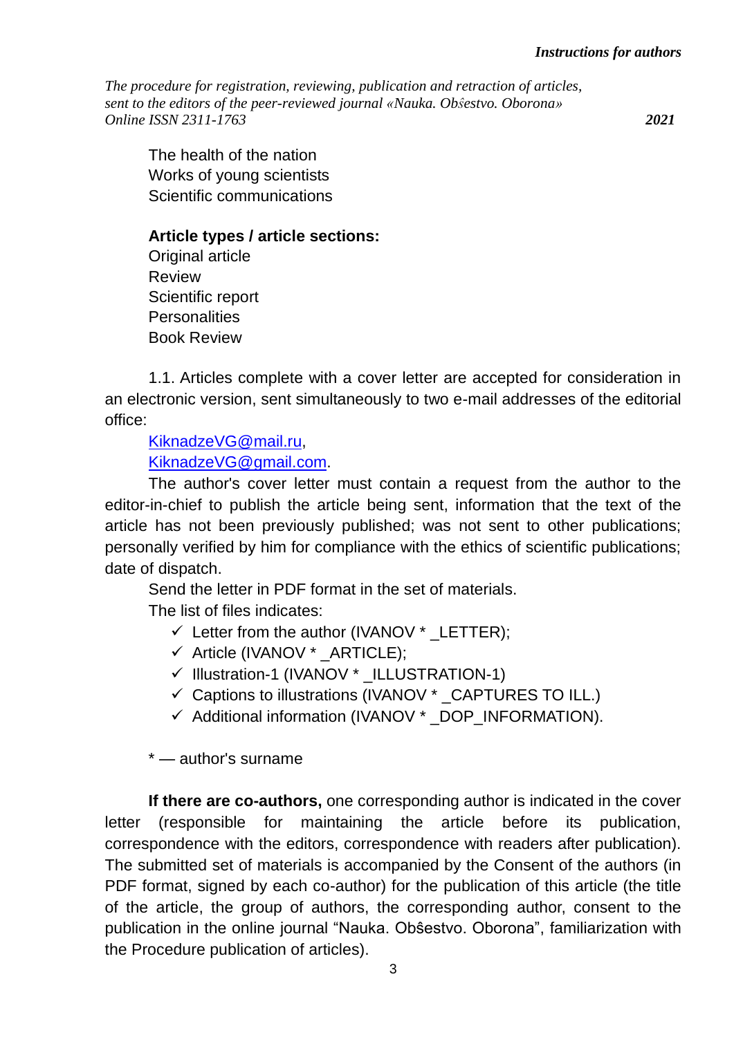The health of the nation
Works of young scientists
Scientific communications

**Article types / article sections:**
Original article
Review
Scientific report
Personalities
Book Review

1.1. Articles complete with a cover letter are accepted for consideration in an electronic version, sent simultaneously to two e-mail addresses of the editorial office:

KiknadzeVG@mail.ru,
KiknadzeVG@gmail.com.

The author's cover letter must contain a request from the author to the editor-in-chief to publish the article being sent, information that the text of the article has not been previously published; was not sent to other publications; personally verified by him for compliance with the ethics of scientific publications; date of dispatch.

Send the letter in PDF format in the set of materials.

The list of files indicates:

- ✓ Letter from the author (IVANOV * _LETTER);
- ✓ Article (IVANOV * _ARTICLE);
- ✓ Illustration-1 (IVANOV * _ILLUSTRATION-1)
- ✓ Captions to illustrations (IVANOV * _CAPTURES TO ILL.)
- ✓ Additional information (IVANOV * _DOP_INFORMATION).

* — author's surname

**If there are co-authors,** one corresponding author is indicated in the cover letter (responsible for maintaining the article before its publication, correspondence with the editors, correspondence with readers after publication). The submitted set of materials is accompanied by the Consent of the authors (in PDF format, signed by each co-author) for the publication of this article (the title of the article, the group of authors, the corresponding author, consent to the publication in the online journal "Nauka. Obŝestvo. Oborona", familiarization with the Procedure publication of articles).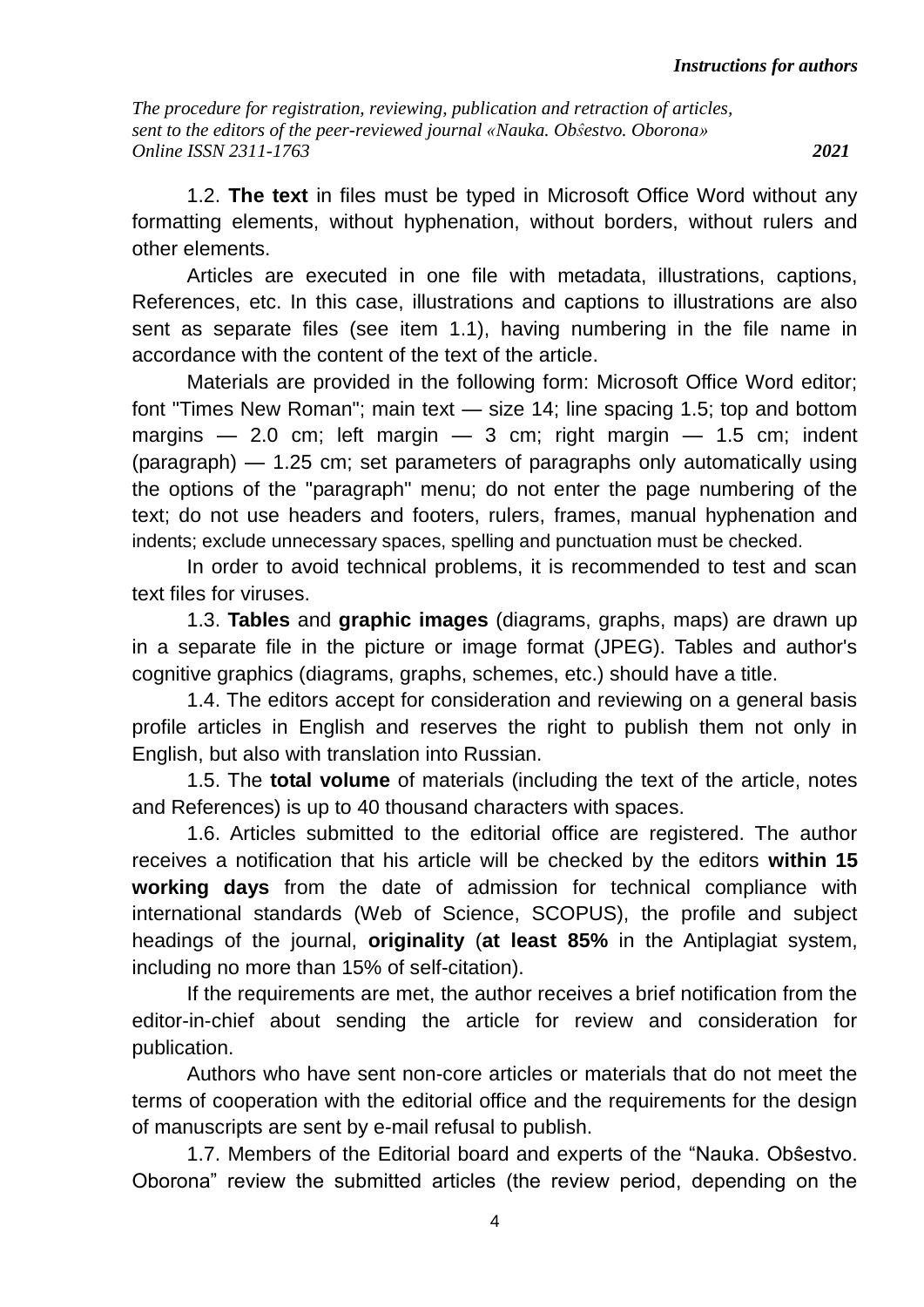1.2. **The text** in files must be typed in Microsoft Office Word without any formatting elements, without hyphenation, without borders, without rulers and other elements.

Articles are executed in one file with metadata, illustrations, captions, References, etc. In this case, illustrations and captions to illustrations are also sent as separate files (see item 1.1), having numbering in the file name in accordance with the content of the text of the article.

Materials are provided in the following form: Microsoft Office Word editor; font "Times New Roman"; main text — size 14; line spacing 1.5; top and bottom margins — 2.0 cm; left margin — 3 cm; right margin — 1.5 cm; indent (paragraph) — 1.25 cm; set parameters of paragraphs only automatically using the options of the "paragraph" menu; do not enter the page numbering of the text; do not use headers and footers, rulers, frames, manual hyphenation and indents; exclude unnecessary spaces, spelling and punctuation must be checked.

In order to avoid technical problems, it is recommended to test and scan text files for viruses.

1.3. **Tables** and **graphic images** (diagrams, graphs, maps) are drawn up in a separate file in the picture or image format (JPEG). Tables and author's cognitive graphics (diagrams, graphs, schemes, etc.) should have a title.

1.4. The editors accept for consideration and reviewing on a general basis profile articles in English and reserves the right to publish them not only in English, but also with translation into Russian.

1.5. The **total volume** of materials (including the text of the article, notes and References) is up to 40 thousand characters with spaces.

1.6. Articles submitted to the editorial office are registered. The author receives a notification that his article will be checked by the editors **within 15 working days** from the date of admission for technical compliance with international standards (Web of Science, SCOPUS), the profile and subject headings of the journal, **originality** (**at least 85%** in the Antiplagiat system, including no more than 15% of self-citation).

If the requirements are met, the author receives a brief notification from the editor-in-chief about sending the article for review and consideration for publication.

Authors who have sent non-core articles or materials that do not meet the terms of cooperation with the editorial office and the requirements for the design of manuscripts are sent by e-mail refusal to publish.

1.7. Members of the Editorial board and experts of the "Nauka. Obŝestvo. Oborona" review the submitted articles (the review period, depending on the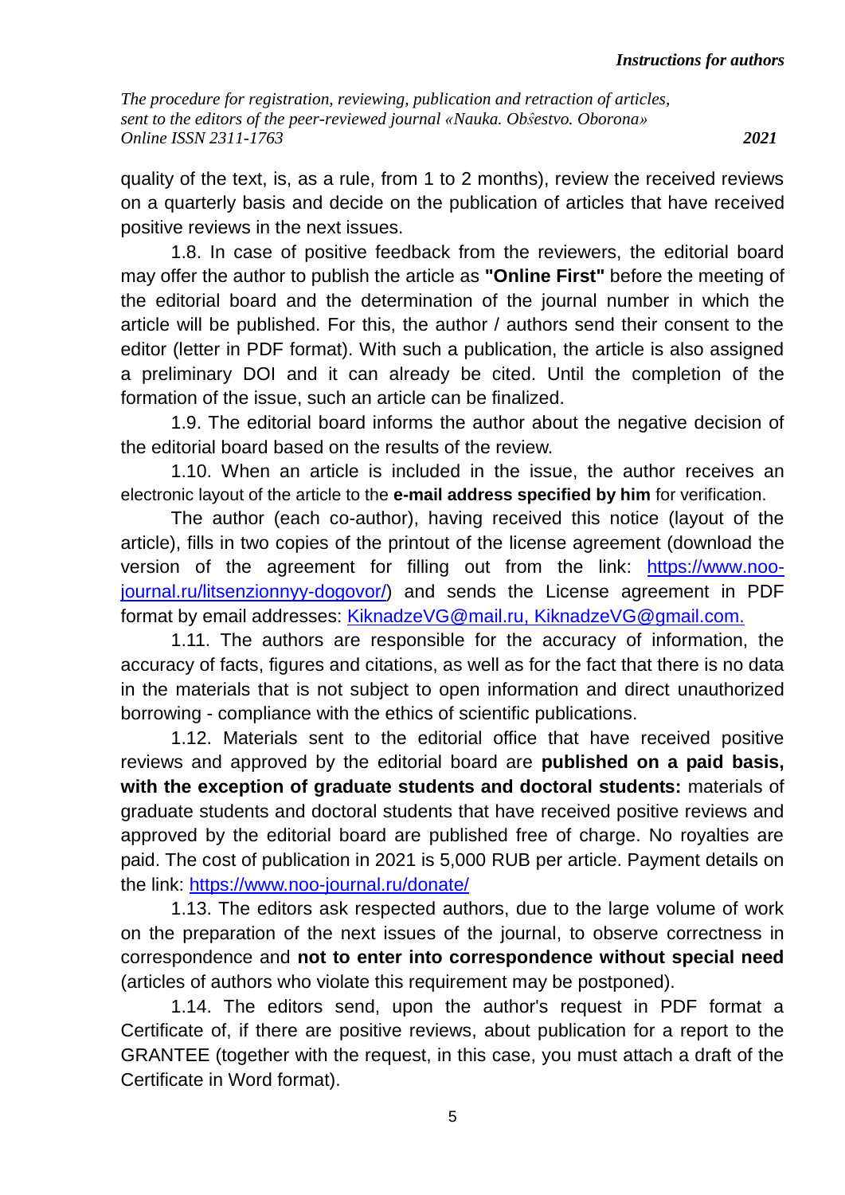quality of the text, is, as a rule, from 1 to 2 months), review the received reviews on a quarterly basis and decide on the publication of articles that have received positive reviews in the next issues.

1.8. In case of positive feedback from the reviewers, the editorial board may offer the author to publish the article as **"Online First"** before the meeting of the editorial board and the determination of the journal number in which the article will be published. For this, the author / authors send their consent to the editor (letter in PDF format). With such a publication, the article is also assigned a preliminary DOI and it can already be cited. Until the completion of the formation of the issue, such an article can be finalized.

1.9. The editorial board informs the author about the negative decision of the editorial board based on the results of the review.

1.10. When an article is included in the issue, the author receives an electronic layout of the article to the **e-mail address specified by him** for verification.

The author (each co-author), having received this notice (layout of the article), fills in two copies of the printout of the license agreement (download the version of the agreement for filling out from the link: https://www.noo-journal.ru/litsenzionnyy-dogovor/) and sends the License agreement in PDF format by email addresses: KiknadzeVG@mail.ru, KiknadzeVG@gmail.com.

1.11. The authors are responsible for the accuracy of information, the accuracy of facts, figures and citations, as well as for the fact that there is no data in the materials that is not subject to open information and direct unauthorized borrowing - compliance with the ethics of scientific publications.

1.12. Materials sent to the editorial office that have received positive reviews and approved by the editorial board are **published on a paid basis, with the exception of graduate students and doctoral students:** materials of graduate students and doctoral students that have received positive reviews and approved by the editorial board are published free of charge. No royalties are paid. The cost of publication in 2021 is 5,000 RUB per article. Payment details on the link: https://www.noo-journal.ru/donate/

1.13. The editors ask respected authors, due to the large volume of work on the preparation of the next issues of the journal, to observe correctness in correspondence and **not to enter into correspondence without special need** (articles of authors who violate this requirement may be postponed).

1.14. The editors send, upon the author's request in PDF format a Certificate of, if there are positive reviews, about publication for a report to the GRANTEE (together with the request, in this case, you must attach a draft of the Certificate in Word format).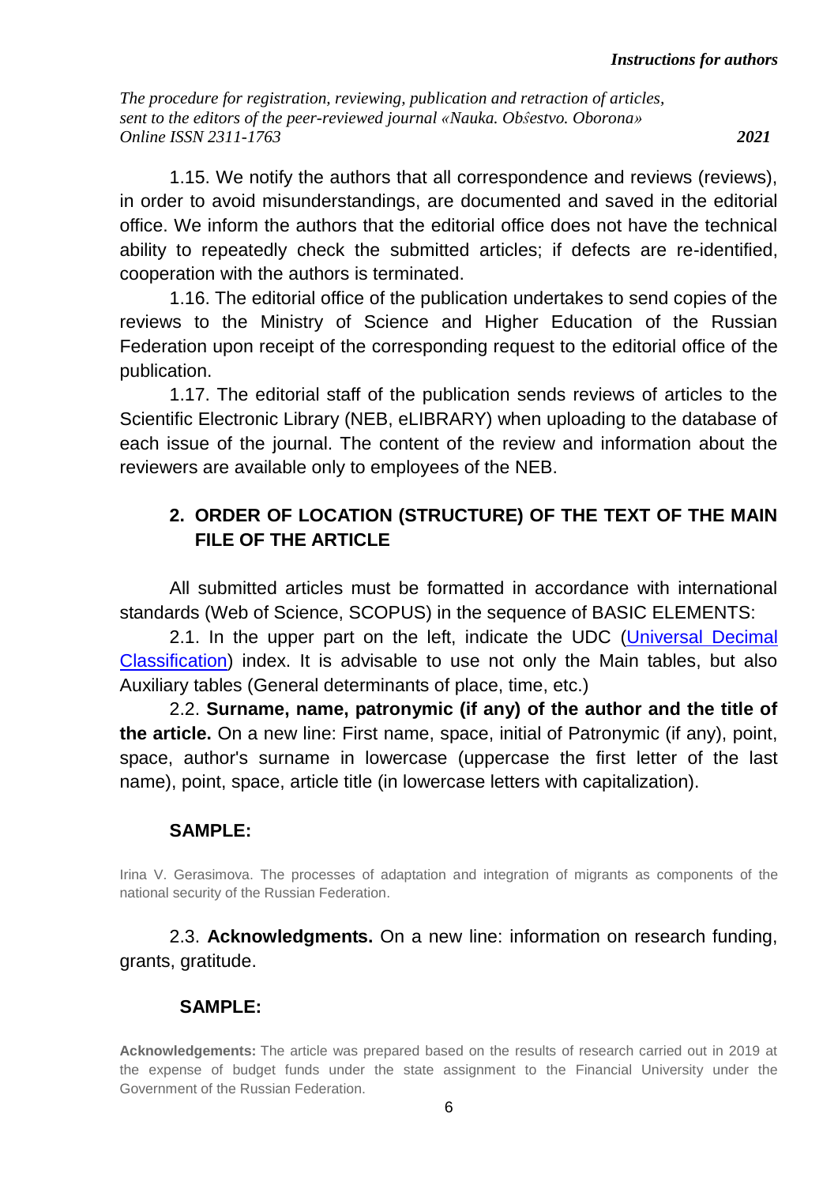1.15. We notify the authors that all correspondence and reviews (reviews), in order to avoid misunderstandings, are documented and saved in the editorial office. We inform the authors that the editorial office does not have the technical ability to repeatedly check the submitted articles; if defects are re-identified, cooperation with the authors is terminated.

1.16. The editorial office of the publication undertakes to send copies of the reviews to the Ministry of Science and Higher Education of the Russian Federation upon receipt of the corresponding request to the editorial office of the publication.

1.17. The editorial staff of the publication sends reviews of articles to the Scientific Electronic Library (NEB, eLIBRARY) when uploading to the database of each issue of the journal. The content of the review and information about the reviewers are available only to employees of the NEB.

## 2. ORDER OF LOCATION (STRUCTURE) OF THE TEXT OF THE MAIN FILE OF THE ARTICLE

All submitted articles must be formatted in accordance with international standards (Web of Science, SCOPUS) in the sequence of BASIC ELEMENTS:

2.1. In the upper part on the left, indicate the UDC (Universal Decimal Classification) index. It is advisable to use not only the Main tables, but also Auxiliary tables (General determinants of place, time, etc.)

2.2. **Surname, name, patronymic (if any) of the author and the title of the article.** On a new line: First name, space, initial of Patronymic (if any), point, space, author's surname in lowercase (uppercase the first letter of the last name), point, space, article title (in lowercase letters with capitalization).

**SAMPLE:**

Irina V. Gerasimova. The processes of adaptation and integration of migrants as components of the national security of the Russian Federation.

2.3. **Acknowledgments.** On a new line: information on research funding, grants, gratitude.

**SAMPLE:**

**Acknowledgements:** The article was prepared based on the results of research carried out in 2019 at the expense of budget funds under the state assignment to the Financial University under the Government of the Russian Federation.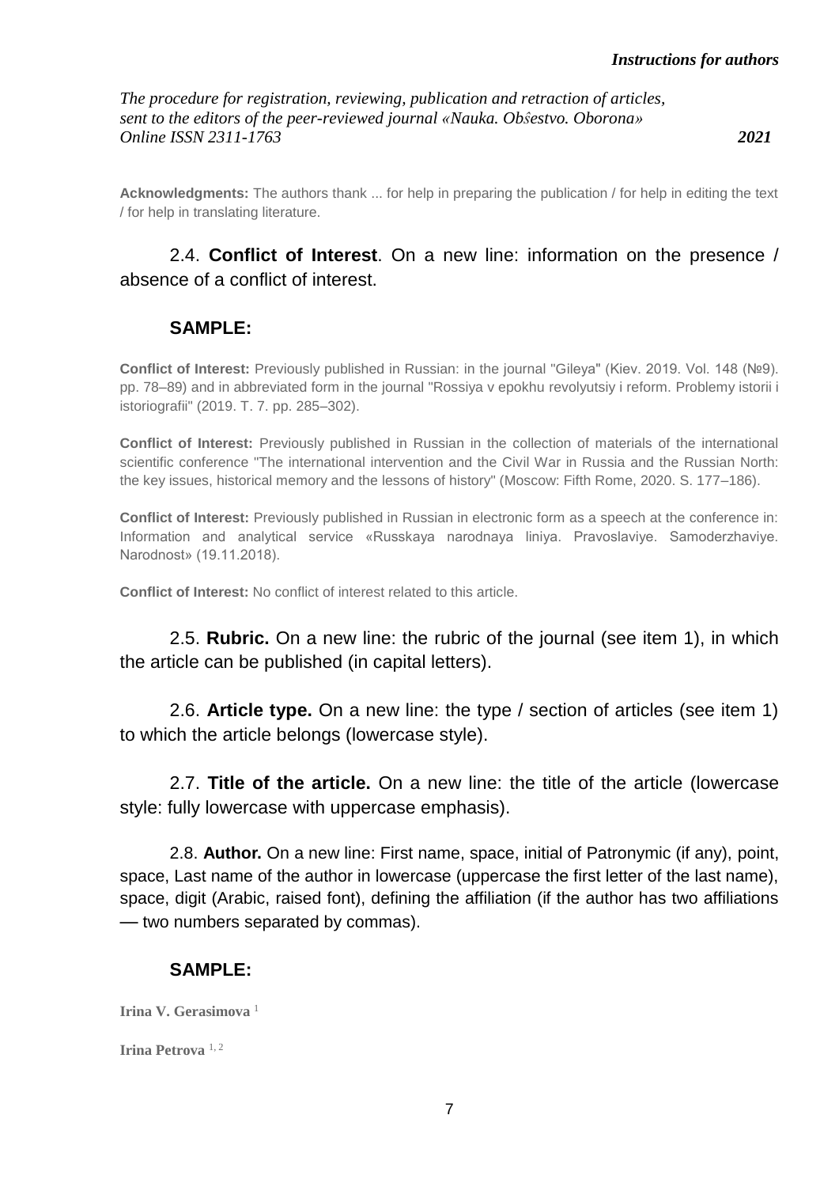**Acknowledgments:** The authors thank ... for help in preparing the publication / for help in editing the text / for help in translating literature.

2.4. **Conflict of Interest**. On a new line: information on the presence / absence of a conflict of interest.

**SAMPLE:**

**Conflict of Interest:** Previously published in Russian: in the journal "Gileya" (Kiev. 2019. Vol. 148 (№9). pp. 78–89) and in abbreviated form in the journal "Rossiya v epokhu revolyutsiy i reform. Problemy istorii i istoriografii" (2019. T. 7. pp. 285–302).

**Conflict of Interest:** Previously published in Russian in the collection of materials of the international scientific conference "The international intervention and the Civil War in Russia and the Russian North: the key issues, historical memory and the lessons of history" (Moscow: Fifth Rome, 2020. S. 177–186).

**Conflict of Interest:** Previously published in Russian in electronic form as a speech at the conference in: Information and analytical service «Russkaya narodnaya liniya. Pravoslaviye. Samoderzhaviye. Narodnost» (19.11.2018).

**Conflict of Interest:** No conflict of interest related to this article.

2.5. **Rubric.** On a new line: the rubric of the journal (see item 1), in which the article can be published (in capital letters).

2.6. **Article type.** On a new line: the type / section of articles (see item 1) to which the article belongs (lowercase style).

2.7. **Title of the article.** On a new line: the title of the article (lowercase style: fully lowercase with uppercase emphasis).

2.8. **Author.** On a new line: First name, space, initial of Patronymic (if any), point, space, Last name of the author in lowercase (uppercase the first letter of the last name), space, digit (Arabic, raised font), defining the affiliation (if the author has two affiliations — two numbers separated by commas).

**SAMPLE:**

**Irina V. Gerasimova** [1]

**Irina Petrova** [1, 2]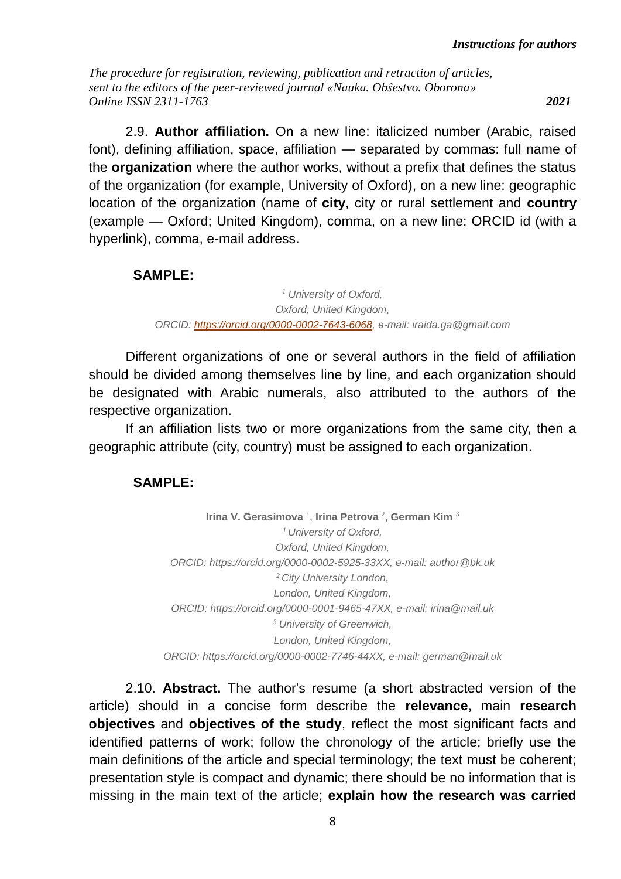2.9. **Author affiliation.** On a new line: italicized number (Arabic, raised font), defining affiliation, space, affiliation — separated by commas: full name of the **organization** where the author works, without a prefix that defines the status of the organization (for example, University of Oxford), on a new line: geographic location of the organization (name of **city**, city or rural settlement and **country** (example — Oxford; United Kingdom), comma, on a new line: ORCID id (with a hyperlink), comma, e-mail address.

**SAMPLE:**

*[1] University of Oxford,*
*Oxford, United Kingdom,*
*ORCID: [https://orcid.org/0000-0002-7643-6068](https://orcid.org/0000-0002-7643-6068), e-mail: iraida.ga@gmail.com*

Different organizations of one or several authors in the field of affiliation should be divided among themselves line by line, and each organization should be designated with Arabic numerals, also attributed to the authors of the respective organization.

If an affiliation lists two or more organizations from the same city, then a geographic attribute (city, country) must be assigned to each organization.

**SAMPLE:**

**Irina V. Gerasimova** [1], **Irina Petrova** [2], **German Kim** [3]
*[1] University of Oxford,*
*Oxford, United Kingdom,*
*ORCID: https://orcid.org/0000-0002-5925-33XX, e-mail: author@bk.uk*
*[2] City University London,*
*London, United Kingdom,*
*ORCID: https://orcid.org/0000-0001-9465-47XX, e-mail: irina@mail.uk*
*[3] University of Greenwich,*
*London, United Kingdom,*
*ORCID: https://orcid.org/0000-0002-7746-44XX, e-mail: german@mail.uk*

2.10. **Abstract.** The author's resume (a short abstracted version of the article) should in a concise form describe the **relevance**, main **research objectives** and **objectives of the study**, reflect the most significant facts and identified patterns of work; follow the chronology of the article; briefly use the main definitions of the article and special terminology; the text must be coherent; presentation style is compact and dynamic; there should be no information that is missing in the main text of the article; **explain how the research was carried**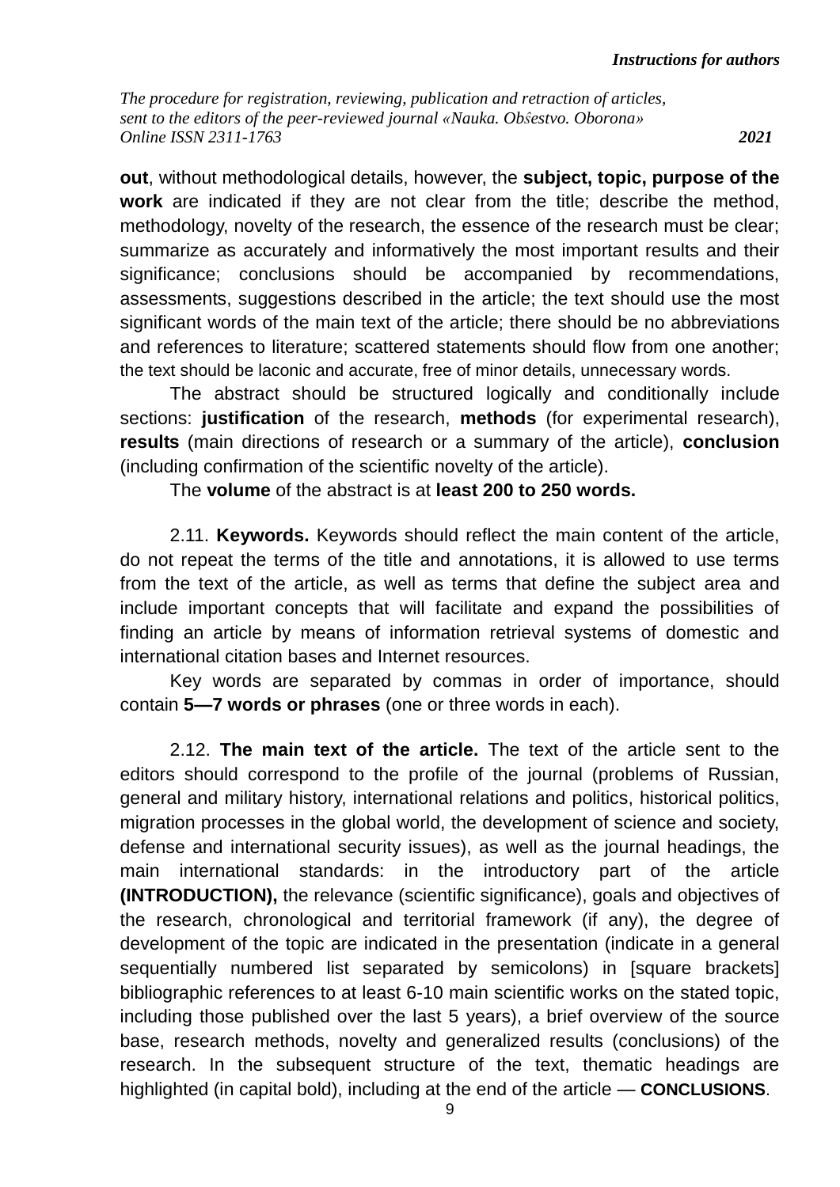**out**, without methodological details, however, the **subject, topic, purpose of the work** are indicated if they are not clear from the title; describe the method, methodology, novelty of the research, the essence of the research must be clear; summarize as accurately and informatively the most important results and their significance; conclusions should be accompanied by recommendations, assessments, suggestions described in the article; the text should use the most significant words of the main text of the article; there should be no abbreviations and references to literature; scattered statements should flow from one another; the text should be laconic and accurate, free of minor details, unnecessary words.

The abstract should be structured logically and conditionally include sections: **justification** of the research, **methods** (for experimental research), **results** (main directions of research or a summary of the article), **conclusion** (including confirmation of the scientific novelty of the article).

The **volume** of the abstract is at **least 200 to 250 words.**

2.11. **Keywords.** Keywords should reflect the main content of the article, do not repeat the terms of the title and annotations, it is allowed to use terms from the text of the article, as well as terms that define the subject area and include important concepts that will facilitate and expand the possibilities of finding an article by means of information retrieval systems of domestic and international citation bases and Internet resources.

Key words are separated by commas in order of importance, should contain **5—7 words or phrases** (one or three words in each).

2.12. **The main text of the article.** The text of the article sent to the editors should correspond to the profile of the journal (problems of Russian, general and military history, international relations and politics, historical politics, migration processes in the global world, the development of science and society, defense and international security issues), as well as the journal headings, the main international standards: in the introductory part of the article **(INTRODUCTION),** the relevance (scientific significance), goals and objectives of the research, chronological and territorial framework (if any), the degree of development of the topic are indicated in the presentation (indicate in a general sequentially numbered list separated by semicolons) in [square brackets] bibliographic references to at least 6-10 main scientific works on the stated topic, including those published over the last 5 years), a brief overview of the source base, research methods, novelty and generalized results (conclusions) of the research. In the subsequent structure of the text, thematic headings are highlighted (in capital bold), including at the end of the article — **CONCLUSIONS**.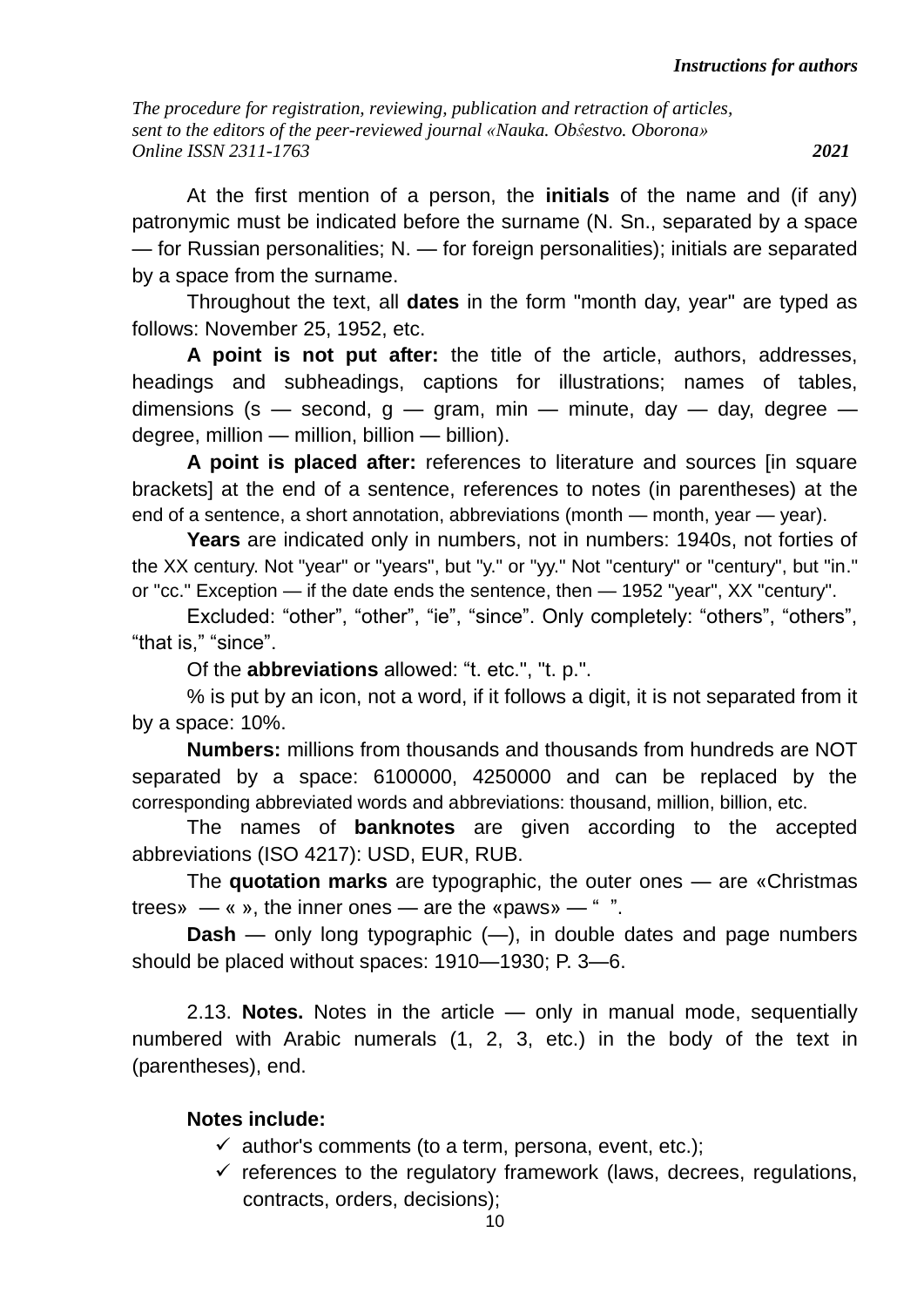At the first mention of a person, the **initials** of the name and (if any) patronymic must be indicated before the surname (N. Sn., separated by a space — for Russian personalities; N. — for foreign personalities); initials are separated by a space from the surname.

Throughout the text, all **dates** in the form "month day, year" are typed as follows: November 25, 1952, etc.

**A point is not put after:** the title of the article, authors, addresses, headings and subheadings, captions for illustrations; names of tables, dimensions (s — second, g — gram, min — minute, day — day, degree — degree, million — million, billion — billion).

**A point is placed after:** references to literature and sources [in square brackets] at the end of a sentence, references to notes (in parentheses) at the end of a sentence, a short annotation, abbreviations (month — month, year — year).

**Years** are indicated only in numbers, not in numbers: 1940s, not forties of the XX century. Not "year" or "years", but "y." or "yy." Not "century" or "century", but "in." or "cc." Exception — if the date ends the sentence, then — 1952 "year", XX "century".

Excluded: "other", "other", "ie", "since". Only completely: "others", "others", "that is," "since".

Of the **abbreviations** allowed: "t. etc.", "t. p.".

% is put by an icon, not a word, if it follows a digit, it is not separated from it by a space: 10%.

**Numbers:** millions from thousands and thousands from hundreds are NOT separated by a space: 6100000, 4250000 and can be replaced by the corresponding abbreviated words and abbreviations: thousand, million, billion, etc.

The names of **banknotes** are given according to the accepted abbreviations (ISO 4217): USD, EUR, RUB.

The **quotation marks** are typographic, the outer ones — are «Christmas trees» — « », the inner ones — are the «paws» — " ".

**Dash** — only long typographic (—), in double dates and page numbers should be placed without spaces: 1910—1930; P. 3—6.

2.13. **Notes.** Notes in the article — only in manual mode, sequentially numbered with Arabic numerals (1, 2, 3, etc.) in the body of the text in (parentheses), end.

**Notes include:**

- ✓ author's comments (to a term, persona, event, etc.);
- ✓ references to the regulatory framework (laws, decrees, regulations, contracts, orders, decisions);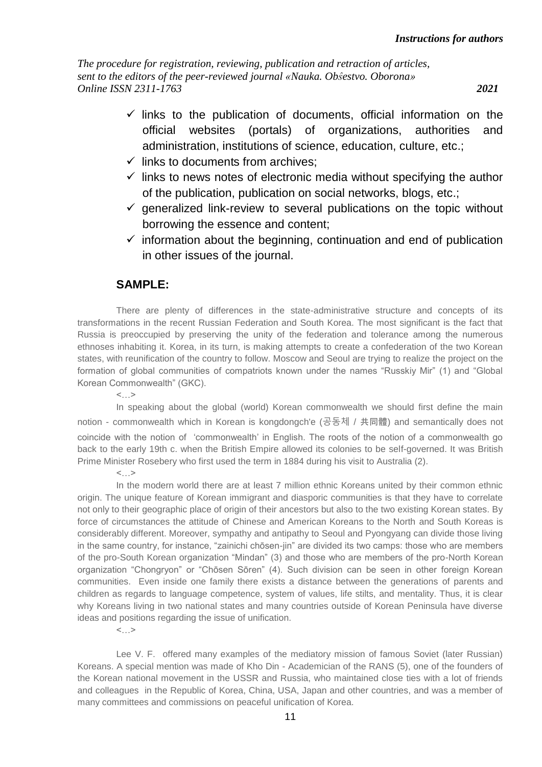- ✓ links to the publication of documents, official information on the official websites (portals) of organizations, authorities and administration, institutions of science, education, culture, etc.;
- ✓ links to documents from archives;
- ✓ links to news notes of electronic media without specifying the author of the publication, publication on social networks, blogs, etc.;
- ✓ generalized link-review to several publications on the topic without borrowing the essence and content;
- ✓ information about the beginning, continuation and end of publication in other issues of the journal.

## SAMPLE:

There are plenty of differences in the state-administrative structure and concepts of its transformations in the recent Russian Federation and South Korea. The most significant is the fact that Russia is preoccupied by preserving the unity of the federation and tolerance among the numerous ethnoses inhabiting it. Korea, in its turn, is making attempts to create a confederation of the two Korean states, with reunification of the country to follow. Moscow and Seoul are trying to realize the project on the formation of global communities of compatriots known under the names "Russkiy Mir" (1) and "Global Korean Commonwealth" (GKC).

<…>

In speaking about the global (world) Korean commonwealth we should first define the main notion - commonwealth which in Korean is kongdongch'e (공동체 / 共同體) and semantically does not coincide with the notion of 'commonwealth' in English. The roots of the notion of a commonwealth go back to the early 19th c. when the British Empire allowed its colonies to be self-governed. It was British Prime Minister Rosebery who first used the term in 1884 during his visit to Australia (2).

<…>

In the modern world there are at least 7 million ethnic Koreans united by their common ethnic origin. The unique feature of Korean immigrant and diasporic communities is that they have to correlate not only to their geographic place of origin of their ancestors but also to the two existing Korean states. By force of circumstances the attitude of Chinese and American Koreans to the North and South Koreas is considerably different. Moreover, sympathy and antipathy to Seoul and Pyongyang can divide those living in the same country, for instance, "zainichi chōsen-jin" are divided its two camps: those who are members of the pro-South Korean organization "Mindan" (3) and those who are members of the pro-North Korean organization "Chongryon" or "Chōsen Sōren" (4). Such division can be seen in other foreign Korean communities. Even inside one family there exists a distance between the generations of parents and children as regards to language competence, system of values, life stilts, and mentality. Thus, it is clear why Koreans living in two national states and many countries outside of Korean Peninsula have diverse ideas and positions regarding the issue of unification.

<…>

Lee V. F. offered many examples of the mediatory mission of famous Soviet (later Russian) Koreans. A special mention was made of Kho Din - Academician of the RANS (5), one of the founders of the Korean national movement in the USSR and Russia, who maintained close ties with a lot of friends and colleagues in the Republic of Korea, China, USA, Japan and other countries, and was a member of many committees and commissions on peaceful unification of Korea.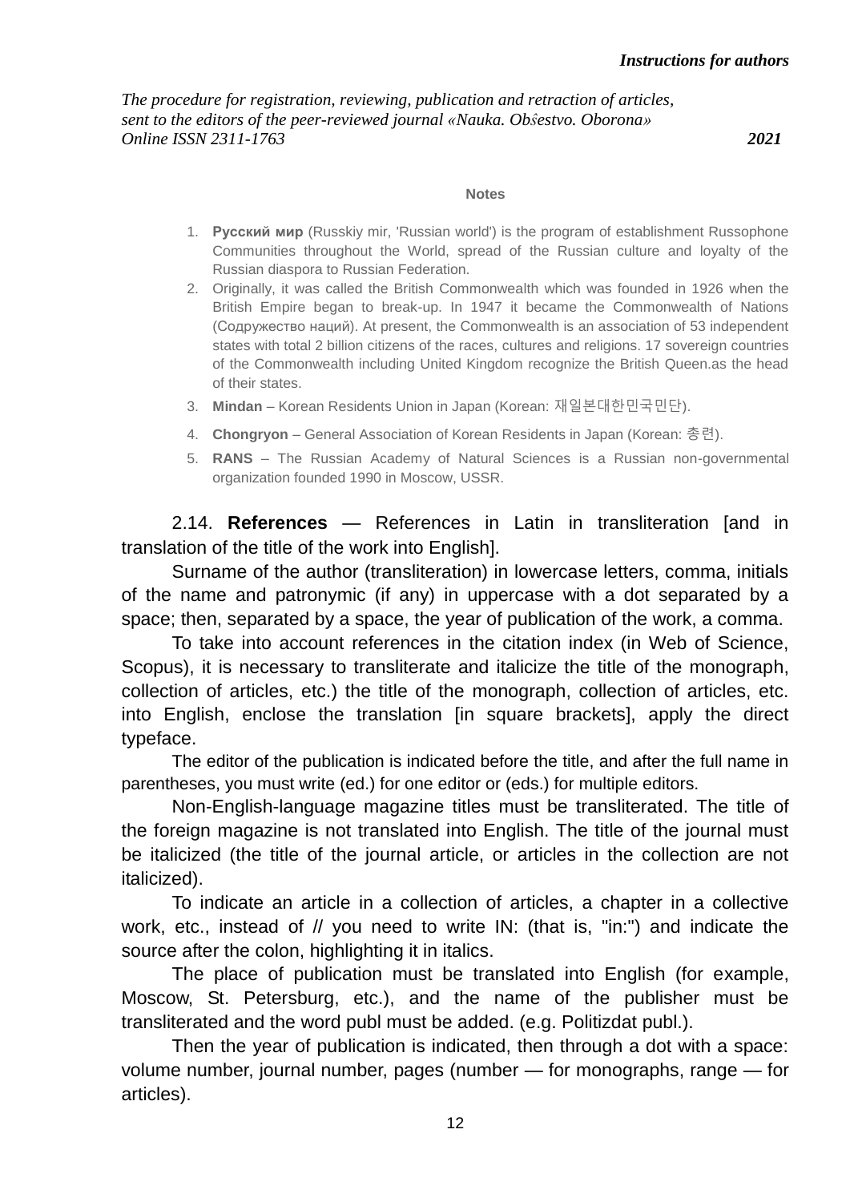**Notes**

1. **Русский мир** (Russkiy mir, 'Russian world') is the program of establishment Russophone Communities throughout the World, spread of the Russian culture and loyalty of the Russian diaspora to Russian Federation.
2. Originally, it was called the British Commonwealth which was founded in 1926 when the British Empire began to break-up. In 1947 it became the Commonwealth of Nations (Содружество наций). At present, the Commonwealth is an association of 53 independent states with total 2 billion citizens of the races, cultures and religions. 17 sovereign countries of the Commonwealth including United Kingdom recognize the British Queen.as the head of their states.
3. **Mindan** – Korean Residents Union in Japan (Korean: 재일본대한민국민단).
4. **Chongryon** – General Association of Korean Residents in Japan (Korean: 총련).
5. **RANS** – The Russian Academy of Natural Sciences is a Russian non-governmental organization founded 1990 in Moscow, USSR.

2.14. **References** — References in Latin in transliteration [and in translation of the title of the work into English].

Surname of the author (transliteration) in lowercase letters, comma, initials of the name and patronymic (if any) in uppercase with a dot separated by a space; then, separated by a space, the year of publication of the work, a comma.

To take into account references in the citation index (in Web of Science, Scopus), it is necessary to transliterate and italicize the title of the monograph, collection of articles, etc.) the title of the monograph, collection of articles, etc. into English, enclose the translation [in square brackets], apply the direct typeface.

The editor of the publication is indicated before the title, and after the full name in parentheses, you must write (ed.) for one editor or (eds.) for multiple editors.

Non-English-language magazine titles must be transliterated. The title of the foreign magazine is not translated into English. The title of the journal must be italicized (the title of the journal article, or articles in the collection are not italicized).

To indicate an article in a collection of articles, a chapter in a collective work, etc., instead of // you need to write IN: (that is, "in:") and indicate the source after the colon, highlighting it in italics.

The place of publication must be translated into English (for example, Moscow, St. Petersburg, etc.), and the name of the publisher must be transliterated and the word publ must be added. (e.g. Politizdat publ.).

Then the year of publication is indicated, then through a dot with a space: volume number, journal number, pages (number — for monographs, range — for articles).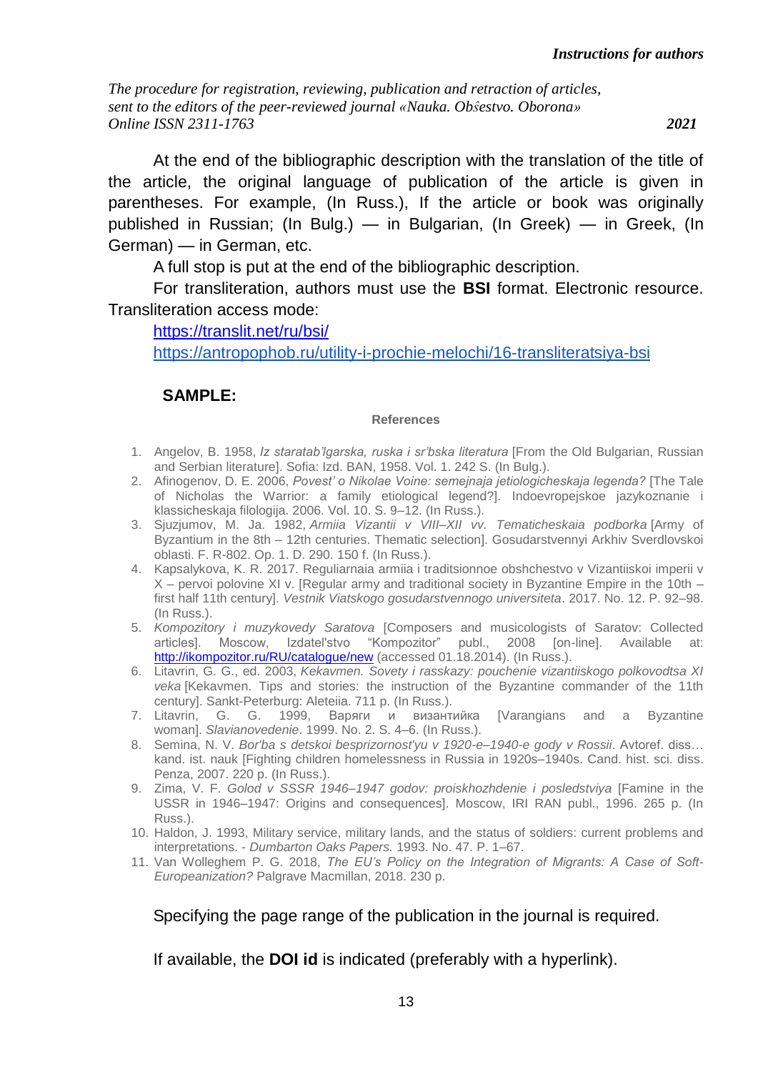At the end of the bibliographic description with the translation of the title of the article, the original language of publication of the article is given in parentheses. For example, (In Russ.), If the article or book was originally published in Russian; (In Bulg.) — in Bulgarian, (In Greek) — in Greek, (In German) — in German, etc.

A full stop is put at the end of the bibliographic description.

For transliteration, authors must use the **BSI** format. Electronic resource. Transliteration access mode:

https://translit.net/ru/bsi/

https://antropophob.ru/utility-i-prochie-melochi/16-transliteratsiya-bsi

## SAMPLE:

**References**

1. Angelov, B. 1958, *Iz staratab'lgarska, ruska i sr'bska literatura* [From the Old Bulgarian, Russian and Serbian literature]. Sofia: Izd. BAN, 1958. Vol. 1. 242 S. (In Bulg.).
2. Afinogenov, D. E. 2006, *Povest' o Nikolae Voine: semejnaja jetiologicheskaja legenda?* [The Tale of Nicholas the Warrior: a family etiological legend?]. Indoevropejskoe jazykoznanie i klassicheskaja filologija. 2006. Vol. 10. S. 9–12. (In Russ.).
3. Sjuzjumov, M. Ja. 1982, *Armiia Vizantii v VIII–XII vv. Tematicheskaia podborka* [Army of Byzantium in the 8th – 12th centuries. Thematic selection]. Gosudarstvennyi Arkhiv Sverdlovskoi oblasti. F. R-802. Op. 1. D. 290. 150 f. (In Russ.).
4. Kapsalykova, K. R. 2017. Reguliarnaia armiia i traditsionnoe obshchestvo v Vizantiiskoi imperii v X – pervoi polovine XI v. [Regular army and traditional society in Byzantine Empire in the 10th – first half 11th century]. *Vestnik Viatskogo gosudarstvennogo universiteta*. 2017. No. 12. P. 92–98. (In Russ.).
5. *Kompozitory i muzykovedy Saratova* [Composers and musicologists of Saratov: Collected articles]. Moscow, Izdatel'stvo "Kompozitor" publ., 2008 [on-line]. Available at: http://ikompozitor.ru/RU/catalogue/new (accessed 01.18.2014). (In Russ.).
6. Litavrin, G. G., ed. 2003, *Kekavmen. Sovety i rasskazy: pouchenie vizantiiskogo polkovodtsa XI veka* [Kekavmen. Tips and stories: the instruction of the Byzantine commander of the 11th century]. Sankt-Peterburg: Aleteiia. 711 p. (In Russ.).
7. Litavrin, G. G. 1999, Варяги и византийка [Varangians and a Byzantine woman]. *Slavianovedenie*. 1999. No. 2. S. 4–6. (In Russ.).
8. Semina, N. V. *Bor'ba s detskoi besprizornost'yu v 1920-e–1940-e gody v Rossii*. Avtoref. diss… kand. ist. nauk [Fighting children homelessness in Russia in 1920s–1940s. Cand. hist. sci. diss. Penza, 2007. 220 p. (In Russ.).
9. Zima, V. F. *Golod v SSSR 1946–1947 godov: proiskhozhdenie i posledstviya* [Famine in the USSR in 1946–1947: Origins and consequences]. Moscow, IRI RAN publ., 1996. 265 p. (In Russ.).
10. Haldon, J. 1993, Military service, military lands, and the status of soldiers: current problems and interpretations. - *Dumbarton Oaks Papers.* 1993. No. 47. P. 1–67.
11. Van Wolleghem P. G. 2018, *The EU's Policy on the Integration of Migrants: A Case of Soft-Europeanization?* Palgrave Macmillan, 2018. 230 p.

Specifying the page range of the publication in the journal is required.

If available, the **DOI id** is indicated (preferably with a hyperlink).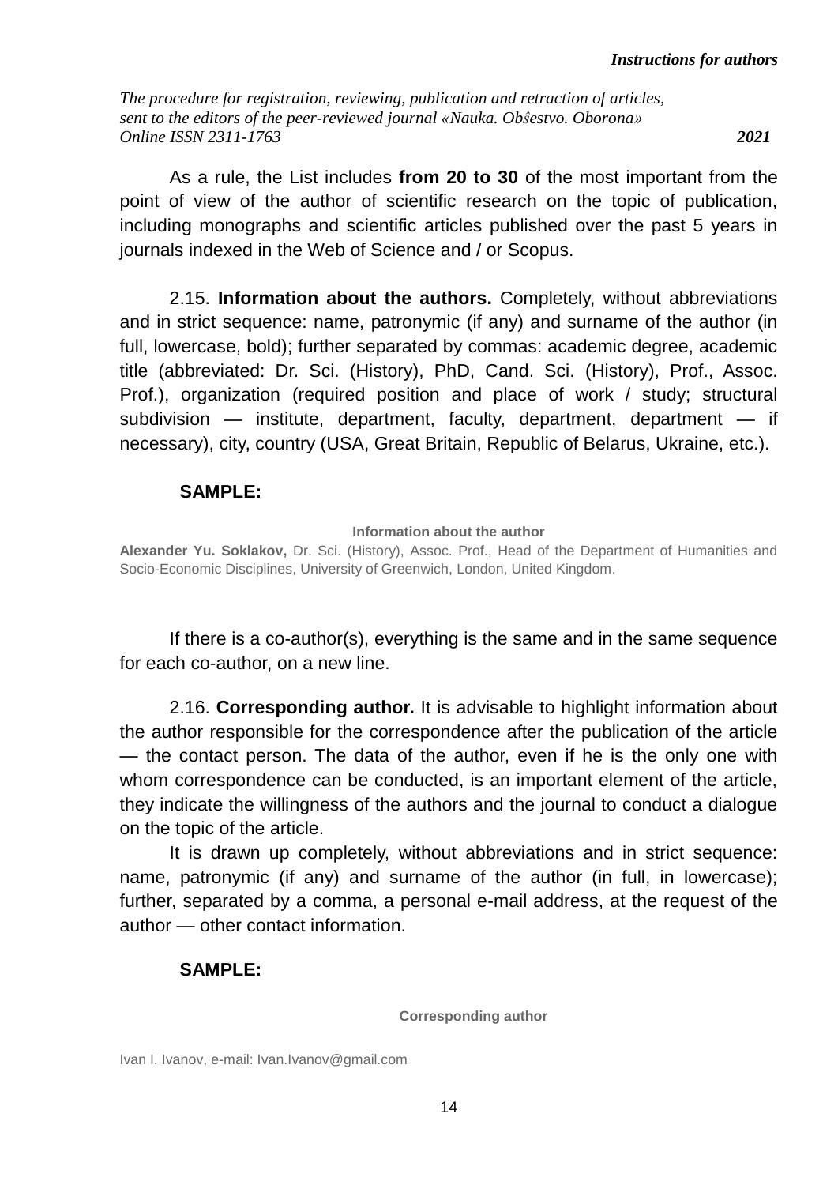As a rule, the List includes **from 20 to 30** of the most important from the point of view of the author of scientific research on the topic of publication, including monographs and scientific articles published over the past 5 years in journals indexed in the Web of Science and / or Scopus.

2.15. **Information about the authors.** Completely, without abbreviations and in strict sequence: name, patronymic (if any) and surname of the author (in full, lowercase, bold); further separated by commas: academic degree, academic title (abbreviated: Dr. Sci. (History), PhD, Cand. Sci. (History), Prof., Assoc. Prof.), organization (required position and place of work / study; structural subdivision — institute, department, faculty, department, department — if necessary), city, country (USA, Great Britain, Republic of Belarus, Ukraine, etc.).

**SAMPLE:**

**Information about the author**

**Alexander Yu. Soklakov,** Dr. Sci. (History), Assoc. Prof., Head of the Department of Humanities and Socio-Economic Disciplines, University of Greenwich, London, United Kingdom.

If there is a co-author(s), everything is the same and in the same sequence for each co-author, on a new line.

2.16. **Corresponding author.** It is advisable to highlight information about the author responsible for the correspondence after the publication of the article — the contact person. The data of the author, even if he is the only one with whom correspondence can be conducted, is an important element of the article, they indicate the willingness of the authors and the journal to conduct a dialogue on the topic of the article.

It is drawn up completely, without abbreviations and in strict sequence: name, patronymic (if any) and surname of the author (in full, in lowercase); further, separated by a comma, a personal e-mail address, at the request of the author — other contact information.

**SAMPLE:**

**Corresponding author**

Ivan I. Ivanov, e-mail: Ivan.Ivanov@gmail.com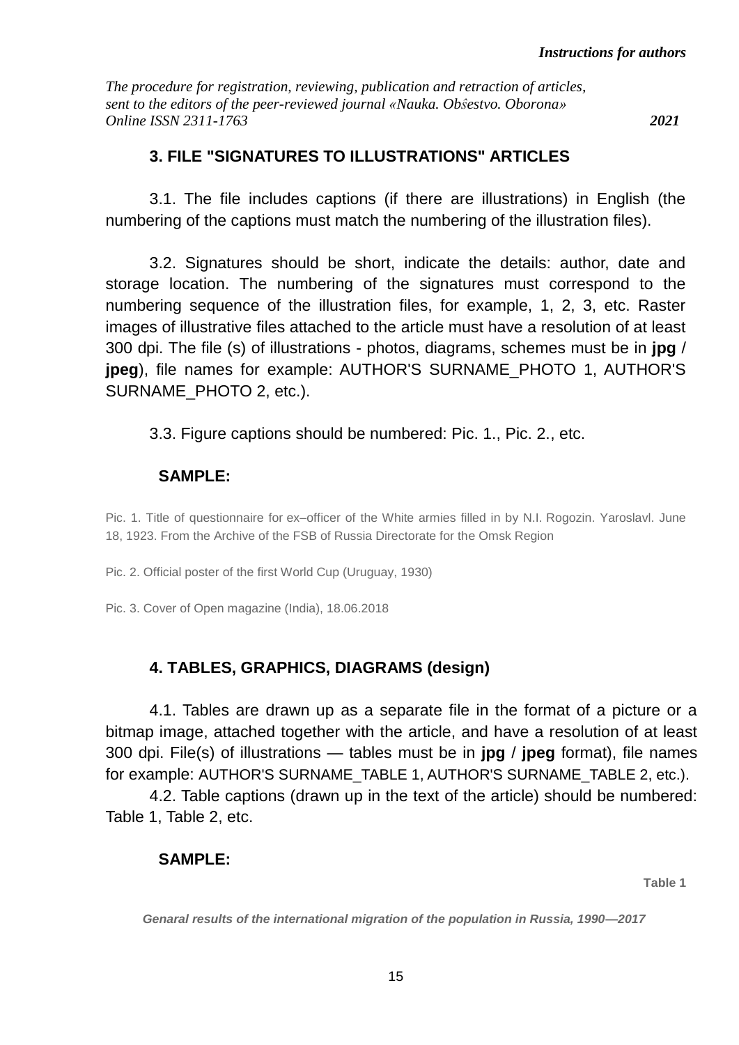## 3. FILE "SIGNATURES TO ILLUSTRATIONS" ARTICLES

3.1. The file includes captions (if there are illustrations) in English (the numbering of the captions must match the numbering of the illustration files).

3.2. Signatures should be short, indicate the details: author, date and storage location. The numbering of the signatures must correspond to the numbering sequence of the illustration files, for example, 1, 2, 3, etc. Raster images of illustrative files attached to the article must have a resolution of at least 300 dpi. The file (s) of illustrations - photos, diagrams, schemes must be in **jpg** / **jpeg**), file names for example: AUTHOR'S SURNAME_PHOTO 1, AUTHOR'S SURNAME_PHOTO 2, etc.).

3.3. Figure captions should be numbered: Pic. 1., Pic. 2., etc.

**SAMPLE:**

Pic. 1. Title of questionnaire for ex–officer of the White armies filled in by N.I. Rogozin. Yaroslavl. June 18, 1923. From the Archive of the FSB of Russia Directorate for the Omsk Region

Pic. 2. Official poster of the first World Cup (Uruguay, 1930)

Pic. 3. Cover of Open magazine (India), 18.06.2018

## 4. TABLES, GRAPHICS, DIAGRAMS (design)

4.1. Tables are drawn up as a separate file in the format of a picture or a bitmap image, attached together with the article, and have a resolution of at least 300 dpi. File(s) of illustrations — tables must be in **jpg** / **jpeg** format), file names for example: AUTHOR'S SURNAME_TABLE 1, AUTHOR'S SURNAME_TABLE 2, etc.).

4.2. Table captions (drawn up in the text of the article) should be numbered: Table 1, Table 2, etc.

**SAMPLE:**

**Table 1**

***Genaral results of the international migration of the population in Russia, 1990—2017***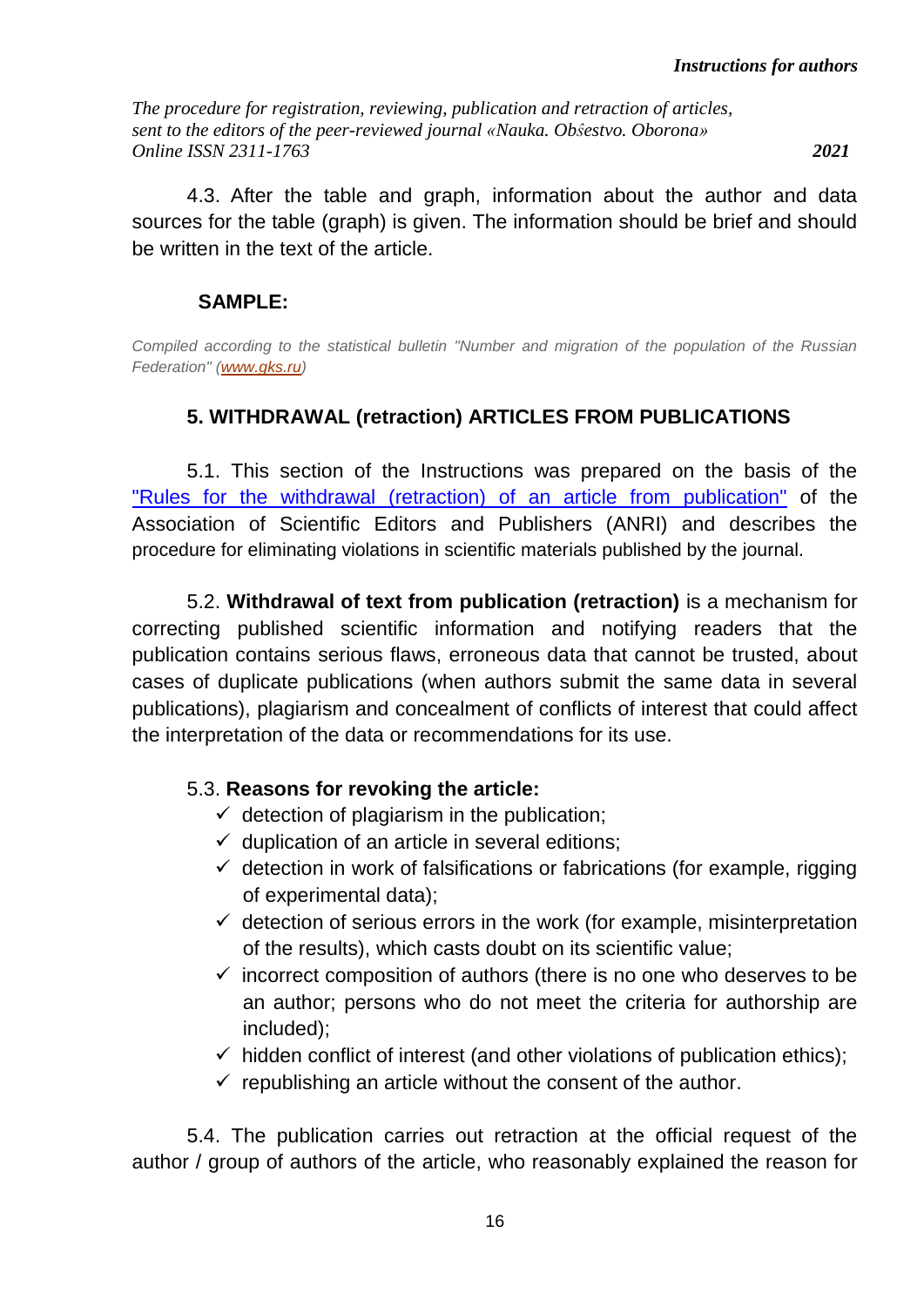4.3. After the table and graph, information about the author and data sources for the table (graph) is given. The information should be brief and should be written in the text of the article.

**SAMPLE:**

*Compiled according to the statistical bulletin "Number and migration of the population of the Russian Federation" ([www.gks.ru](http://www.gks.ru))*

### 5. WITHDRAWAL (retraction) ARTICLES FROM PUBLICATIONS

5.1. This section of the Instructions was prepared on the basis of the "Rules for the withdrawal (retraction) of an article from publication" of the Association of Scientific Editors and Publishers (ANRI) and describes the procedure for eliminating violations in scientific materials published by the journal.

5.2. **Withdrawal of text from publication (retraction)** is a mechanism for correcting published scientific information and notifying readers that the publication contains serious flaws, erroneous data that cannot be trusted, about cases of duplicate publications (when authors submit the same data in several publications), plagiarism and concealment of conflicts of interest that could affect the interpretation of the data or recommendations for its use.

5.3. **Reasons for revoking the article:**

- ✓ detection of plagiarism in the publication;
- ✓ duplication of an article in several editions;
- ✓ detection in work of falsifications or fabrications (for example, rigging of experimental data);
- ✓ detection of serious errors in the work (for example, misinterpretation of the results), which casts doubt on its scientific value;
- ✓ incorrect composition of authors (there is no one who deserves to be an author; persons who do not meet the criteria for authorship are included);
- ✓ hidden conflict of interest (and other violations of publication ethics);
- ✓ republishing an article without the consent of the author.

5.4. The publication carries out retraction at the official request of the author / group of authors of the article, who reasonably explained the reason for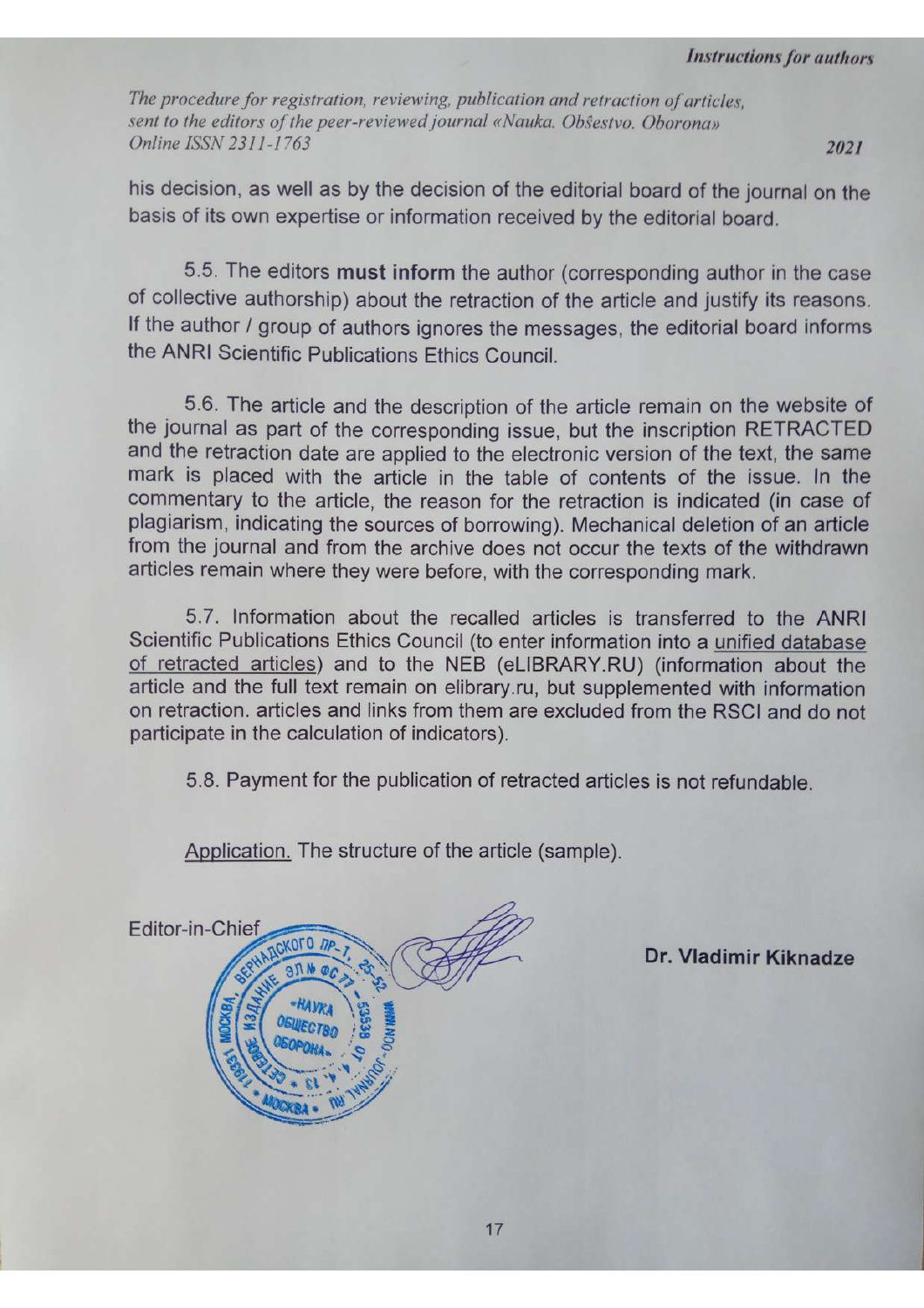his decision, as well as by the decision of the editorial board of the journal on the basis of its own expertise or information received by the editorial board.

5.5. The editors **must inform** the author (corresponding author in the case of collective authorship) about the retraction of the article and justify its reasons. If the author / group of authors ignores the messages, the editorial board informs the ANRI Scientific Publications Ethics Council.

5.6. The article and the description of the article remain on the website of the journal as part of the corresponding issue, but the inscription RETRACTED and the retraction date are applied to the electronic version of the text, the same mark is placed with the article in the table of contents of the issue. In the commentary to the article, the reason for the retraction is indicated (in case of plagiarism, indicating the sources of borrowing). Mechanical deletion of an article from the journal and from the archive does not occur the texts of the withdrawn articles remain where they were before, with the corresponding mark.

5.7. Information about the recalled articles is transferred to the ANRI Scientific Publications Ethics Council (to enter information into a unified database of retracted articles) and to the NEB (eLIBRARY.RU) (information about the article and the full text remain on elibrary.ru, but supplemented with information on retraction. articles and links from them are excluded from the RSCI and do not participate in the calculation of indicators).

5.8. Payment for the publication of retracted articles is not refundable.

Application. The structure of the article (sample).

Editor-in-Chief **Dr. Vladimir Kiknadze**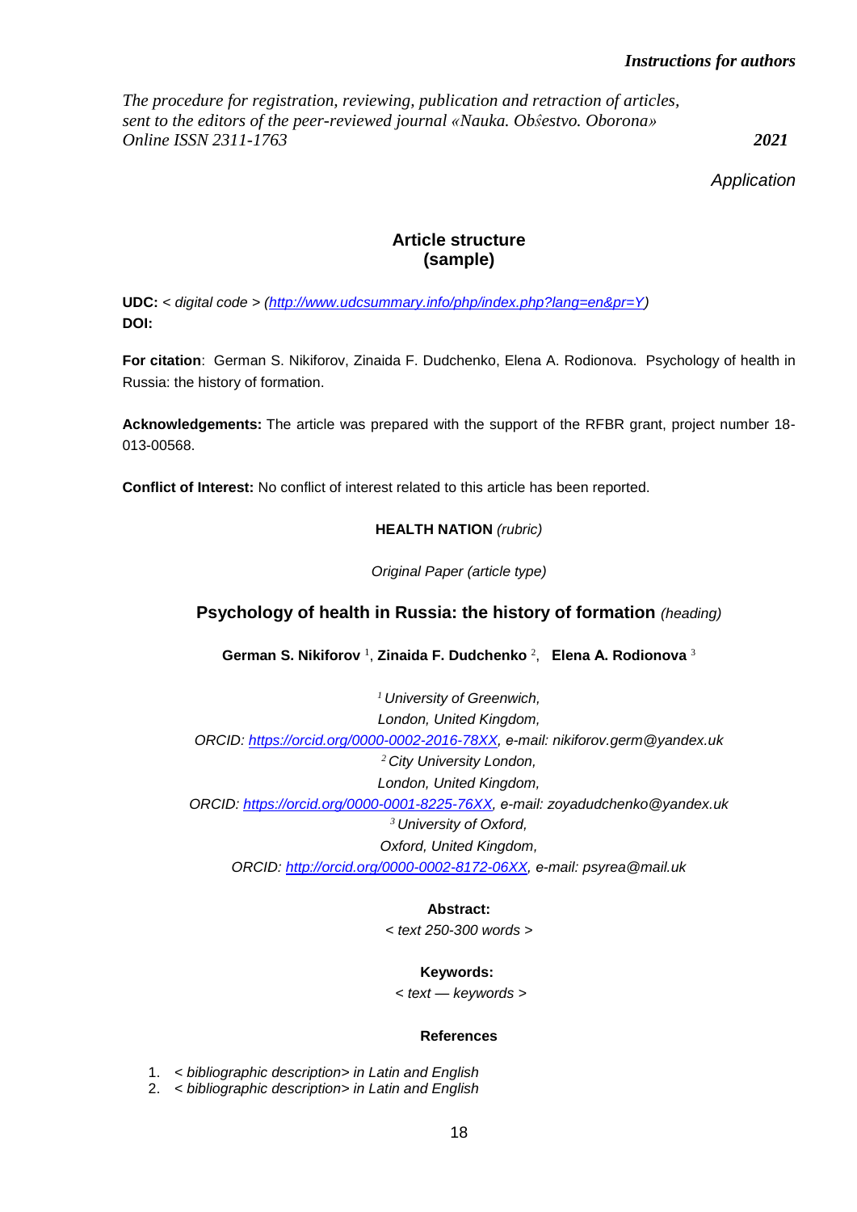*Instructions for authors*

*The procedure for registration, reviewing, publication and retraction of articles, sent to the editors of the peer-reviewed journal «Nauka. Obŝestvo. Oborona» Online ISSN 2311-1763* ***2021***

*Application*

## Article structure (sample)

**UDC:** *< digital code > ([http://www.udcsummary.info/php/index.php?lang=en&pr=Y](http://www.udcsummary.info/php/index.php?lang=en&pr=Y))*
**DOI:**

**For citation**: German S. Nikiforov, Zinaida F. Dudchenko, Elena A. Rodionova. Psychology of health in Russia: the history of formation.

**Acknowledgements:** The article was prepared with the support of the RFBR grant, project number 18-013-00568.

**Conflict of Interest:** No conflict of interest related to this article has been reported.

**HEALTH NATION** *(rubric)*

*Original Paper (article type)*

### Psychology of health in Russia: the history of formation *(heading)*

**German S. Nikiforov** [1], **Zinaida F. Dudchenko** [2], **Elena A. Rodionova** [3]

*[1] University of Greenwich,*
*London, United Kingdom,*
*ORCID: [https://orcid.org/0000-0002-2016-78XX](https://orcid.org/0000-0002-2016-78XX), e-mail: nikiforov.germ@yandex.uk*
*[2] City University London,*
*London, United Kingdom,*
*ORCID: [https://orcid.org/0000-0001-8225-76XX](https://orcid.org/0000-0001-8225-76XX), e-mail: zoyadudchenko@yandex.uk*
*[3] University of Oxford,*
*Oxford, United Kingdom,*
*ORCID: [http://orcid.org/0000-0002-8172-06XX](http://orcid.org/0000-0002-8172-06XX), e-mail: psyrea@mail.uk*

**Abstract:**

*< text 250-300 words >*

**Keywords:**

*< text — keywords >*

**References**

1. *< bibliographic description> in Latin and English*
2. *< bibliographic description> in Latin and English*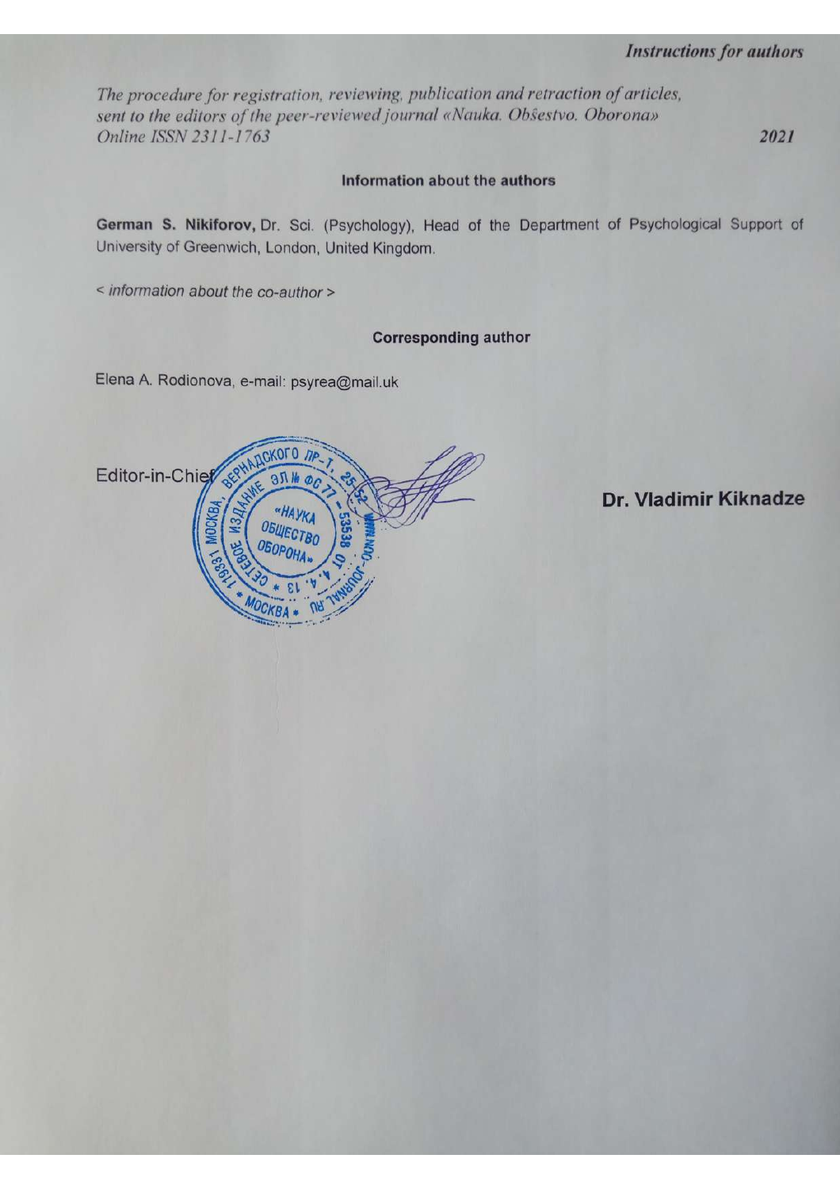*The procedure for registration, reviewing, publication and retraction of articles, sent to the editors of the peer-reviewed journal «Nauka. Obŝestvo. Oborona»*
*Online ISSN 2311-1763*

***2021***

### Information about the authors

**German S. Nikiforov,** Dr. Sci. (Psychology), Head of the Department of Psychological Support of University of Greenwich, London, United Kingdom.

< *information about the co-author* >

### Corresponding author

Elena A. Rodionova, e-mail: psyrea@mail.uk

Editor-in-Chief **Dr. Vladimir Kiknadze**